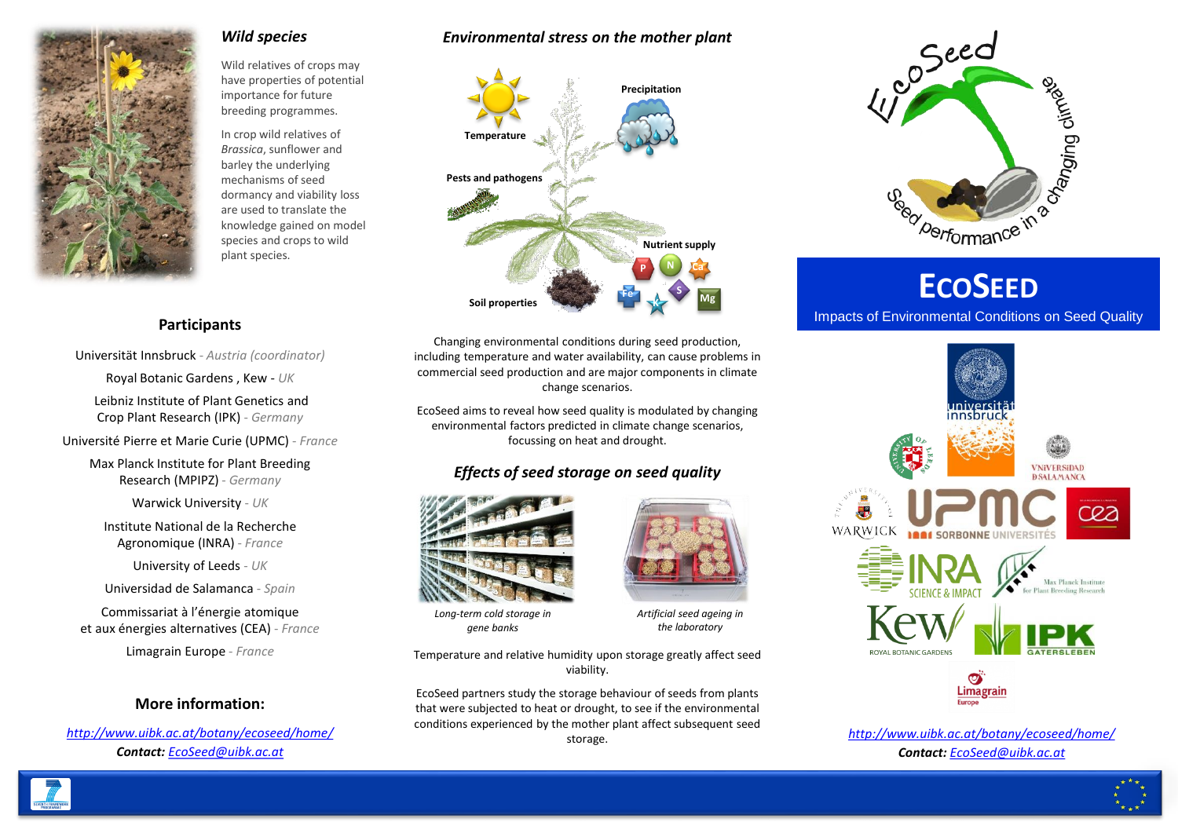## *Wild species*

Wild relatives of crops may have properties of potential importance for future breeding programmes.

In crop wild relatives of *Brassica*, sunflower and barley the underlying mechanisms of seed dormancy and viability loss are used to translate the knowledge gained on model species and crops to wild plant species.

## Participants

Universität Innsbruck - *Austria (coordinator)*

Royal Botanic Gardens , Kew - *UK*

Leibniz Institute of Plant Genetics and Crop Plant Research (IPK) - *Germany*

Université Pierre et Marie Curie (UPMC) - *France*

Max Planck Institute for Plant Breeding Research (MPIPZ) - *Germany*

Warwick University - *UK*

Institute National de la Recherche Agronomique (INRA) - *France*

University of Leeds - *UK*

Universidad de Salamanca - *Spain*

Commissariat à l'énergie atomique et aux énergies alternatives (CEA) - *France*

Limagrain Europe - *France*

## More information:

*http://www.uibk.ac.at/botany/ecoseed/home/*

***Contact:*** *EcoSeed@uibk.ac.at*

## *Environmental stress on the mother plant*

Temperature

Precipitation

Pests and pathogens

Nutrient supply

Soil properties

Changing environmental conditions during seed production, including temperature and water availability, can cause problems in commercial seed production and are major components in climate change scenarios.

EcoSeed aims to reveal how seed quality is modulated by changing environmental factors predicted in climate change scenarios, focussing on heat and drought.

## *Effects of seed storage on seed quality*

*Long-term cold storage in gene banks*

*Artificial seed ageing in the laboratory*

Temperature and relative humidity upon storage greatly affect seed viability.

EcoSeed partners study the storage behaviour of seeds from plants that were subjected to heat or drought, to see if the environmental conditions experienced by the mother plant affect subsequent seed storage.

EcoSeed – Seed performance in a changing climate

# ECOSEED

Impacts of Environmental Conditions on Seed Quality

*http://www.uibk.ac.at/botany/ecoseed/home/*

***Contact:*** *EcoSeed@uibk.ac.at*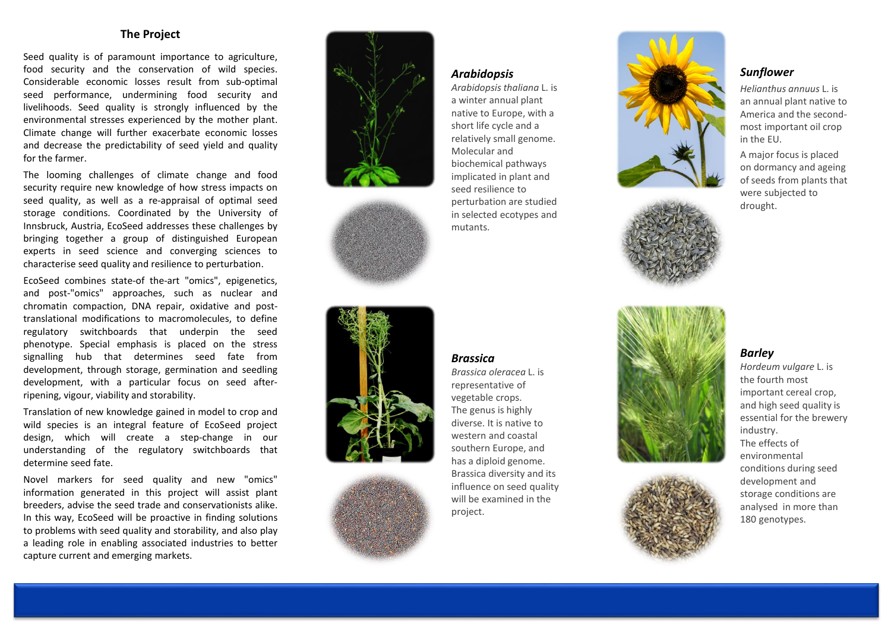## The Project

Seed quality is of paramount importance to agriculture, food security and the conservation of wild species. Considerable economic losses result from sub-optimal seed performance, undermining food security and livelihoods. Seed quality is strongly influenced by the environmental stresses experienced by the mother plant. Climate change will further exacerbate economic losses and decrease the predictability of seed yield and quality for the farmer.

The looming challenges of climate change and food security require new knowledge of how stress impacts on seed quality, as well as a re-appraisal of optimal seed storage conditions. Coordinated by the University of Innsbruck, Austria, EcoSeed addresses these challenges by bringing together a group of distinguished European experts in seed science and converging sciences to characterise seed quality and resilience to perturbation.

EcoSeed combines state-of the-art "omics", epigenetics, and post-"omics" approaches, such as nuclear and chromatin compaction, DNA repair, oxidative and post-translational modifications to macromolecules, to define regulatory switchboards that underpin the seed phenotype. Special emphasis is placed on the stress signalling hub that determines seed fate from development, through storage, germination and seedling development, with a particular focus on seed after-ripening, vigour, viability and storability.

Translation of new knowledge gained in model to crop and wild species is an integral feature of EcoSeed project design, which will create a step-change in our understanding of the regulatory switchboards that determine seed fate.

Novel markers for seed quality and new "omics" information generated in this project will assist plant breeders, advise the seed trade and conservationists alike. In this way, EcoSeed will be proactive in finding solutions to problems with seed quality and storability, and also play a leading role in enabling associated industries to better capture current and emerging markets.

### *Arabidopsis*

*Arabidopsis thaliana* L. is a winter annual plant native to Europe, with a short life cycle and a relatively small genome. Molecular and biochemical pathways implicated in plant and seed resilience to perturbation are studied in selected ecotypes and mutants.

### *Brassica*

*Brassica oleracea* L. is representative of vegetable crops. The genus is highly diverse. It is native to western and coastal southern Europe, and has a diploid genome. Brassica diversity and its influence on seed quality will be examined in the project.

### *Sunflower*

*Helianthus annuus* L. is an annual plant native to America and the second-most important oil crop in the EU.

A major focus is placed on dormancy and ageing of seeds from plants that were subjected to drought.

### *Barley*

*Hordeum vulgare* L. is the fourth most important cereal crop, and high seed quality is essential for the brewery industry.

The effects of environmental conditions during seed development and storage conditions are analysed in more than 180 genotypes.